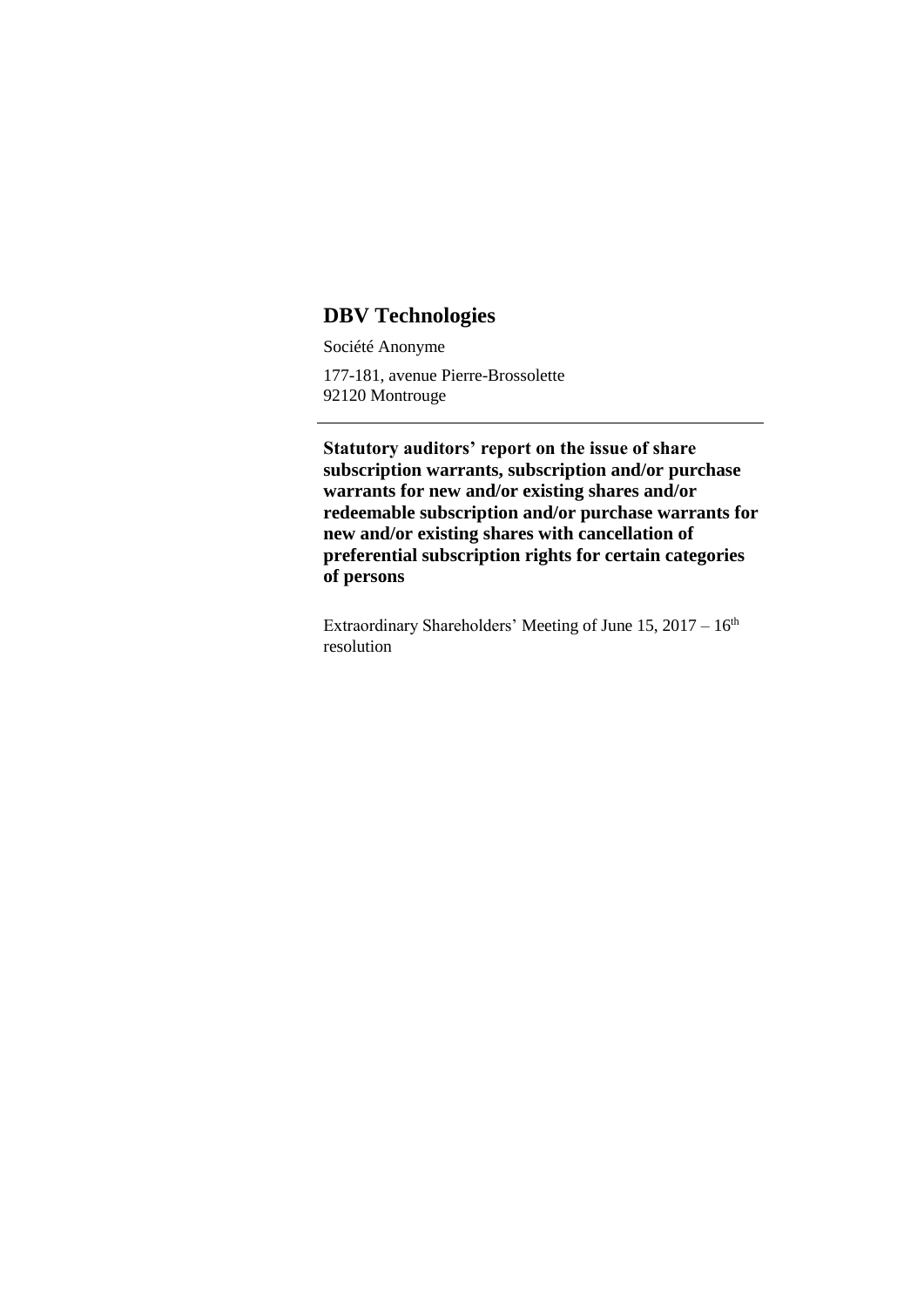# DBV Technologies

Société Anonyme

177-181, avenue Pierre-Brossolette
92120 Montrouge

---

**Statutory auditors' report on the issue of share subscription warrants, subscription and/or purchase warrants for new and/or existing shares and/or redeemable subscription and/or purchase warrants for new and/or existing shares with cancellation of preferential subscription rights for certain categories of persons**

Extraordinary Shareholders' Meeting of June 15, 2017 – 16th resolution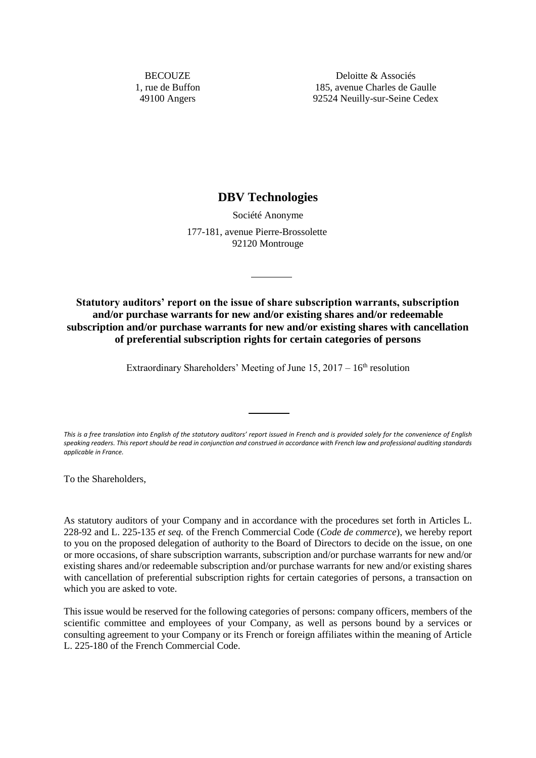BECOUZE
1, rue de Buffon
49100 Angers

Deloitte & Associés
185, avenue Charles de Gaulle
92524 Neuilly-sur-Seine Cedex

# DBV Technologies

Société Anonyme

177-181, avenue Pierre-Brossolette
92120 Montrouge

---

**Statutory auditors' report on the issue of share subscription warrants, subscription and/or purchase warrants for new and/or existing shares and/or redeemable subscription and/or purchase warrants for new and/or existing shares with cancellation of preferential subscription rights for certain categories of persons**

Extraordinary Shareholders' Meeting of June 15, 2017 – 16th resolution

---

*This is a free translation into English of the statutory auditors' report issued in French and is provided solely for the convenience of English speaking readers. This report should be read in conjunction and construed in accordance with French law and professional auditing standards applicable in France.*

To the Shareholders,

As statutory auditors of your Company and in accordance with the procedures set forth in Articles L. 228-92 and L. 225-135 *et seq.* of the French Commercial Code (*Code de commerce*), we hereby report to you on the proposed delegation of authority to the Board of Directors to decide on the issue, on one or more occasions, of share subscription warrants, subscription and/or purchase warrants for new and/or existing shares and/or redeemable subscription and/or purchase warrants for new and/or existing shares with cancellation of preferential subscription rights for certain categories of persons, a transaction on which you are asked to vote.

This issue would be reserved for the following categories of persons: company officers, members of the scientific committee and employees of your Company, as well as persons bound by a services or consulting agreement to your Company or its French or foreign affiliates within the meaning of Article L. 225-180 of the French Commercial Code.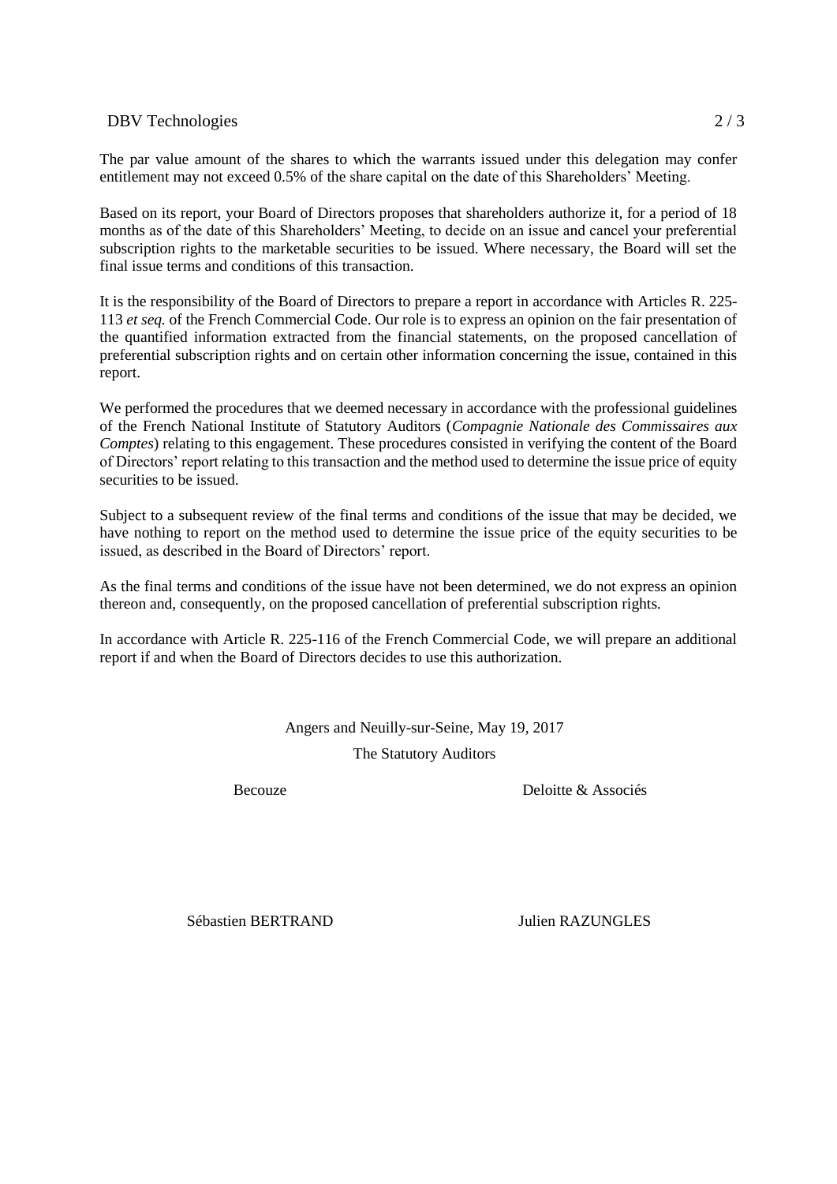The par value amount of the shares to which the warrants issued under this delegation may confer entitlement may not exceed 0.5% of the share capital on the date of this Shareholders' Meeting.

Based on its report, your Board of Directors proposes that shareholders authorize it, for a period of 18 months as of the date of this Shareholders' Meeting, to decide on an issue and cancel your preferential subscription rights to the marketable securities to be issued. Where necessary, the Board will set the final issue terms and conditions of this transaction.

It is the responsibility of the Board of Directors to prepare a report in accordance with Articles R. 225-113 *et seq.* of the French Commercial Code. Our role is to express an opinion on the fair presentation of the quantified information extracted from the financial statements, on the proposed cancellation of preferential subscription rights and on certain other information concerning the issue, contained in this report.

We performed the procedures that we deemed necessary in accordance with the professional guidelines of the French National Institute of Statutory Auditors (*Compagnie Nationale des Commissaires aux Comptes*) relating to this engagement. These procedures consisted in verifying the content of the Board of Directors' report relating to this transaction and the method used to determine the issue price of equity securities to be issued.

Subject to a subsequent review of the final terms and conditions of the issue that may be decided, we have nothing to report on the method used to determine the issue price of the equity securities to be issued, as described in the Board of Directors' report.

As the final terms and conditions of the issue have not been determined, we do not express an opinion thereon and, consequently, on the proposed cancellation of preferential subscription rights.

In accordance with Article R. 225-116 of the French Commercial Code, we will prepare an additional report if and when the Board of Directors decides to use this authorization.

Angers and Neuilly-sur-Seine, May 19, 2017

The Statutory Auditors

| Becouze | Deloitte & Associés |
| --- | --- |
| Sébastien BERTRAND | Julien RAZUNGLES |